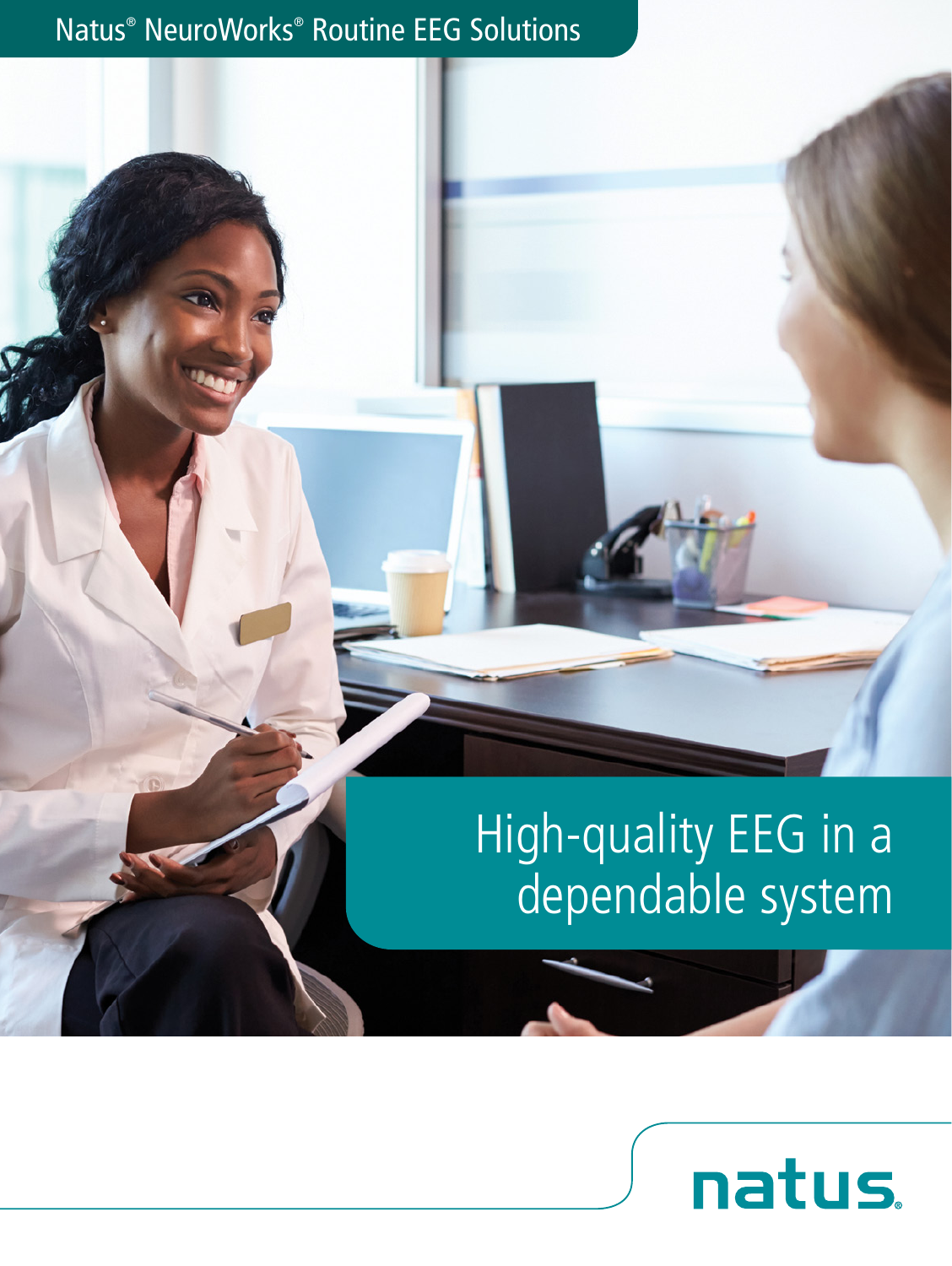Natus® NeuroWorks® Routine EEG Solutions

# High-quality EEG in a dependable system

natus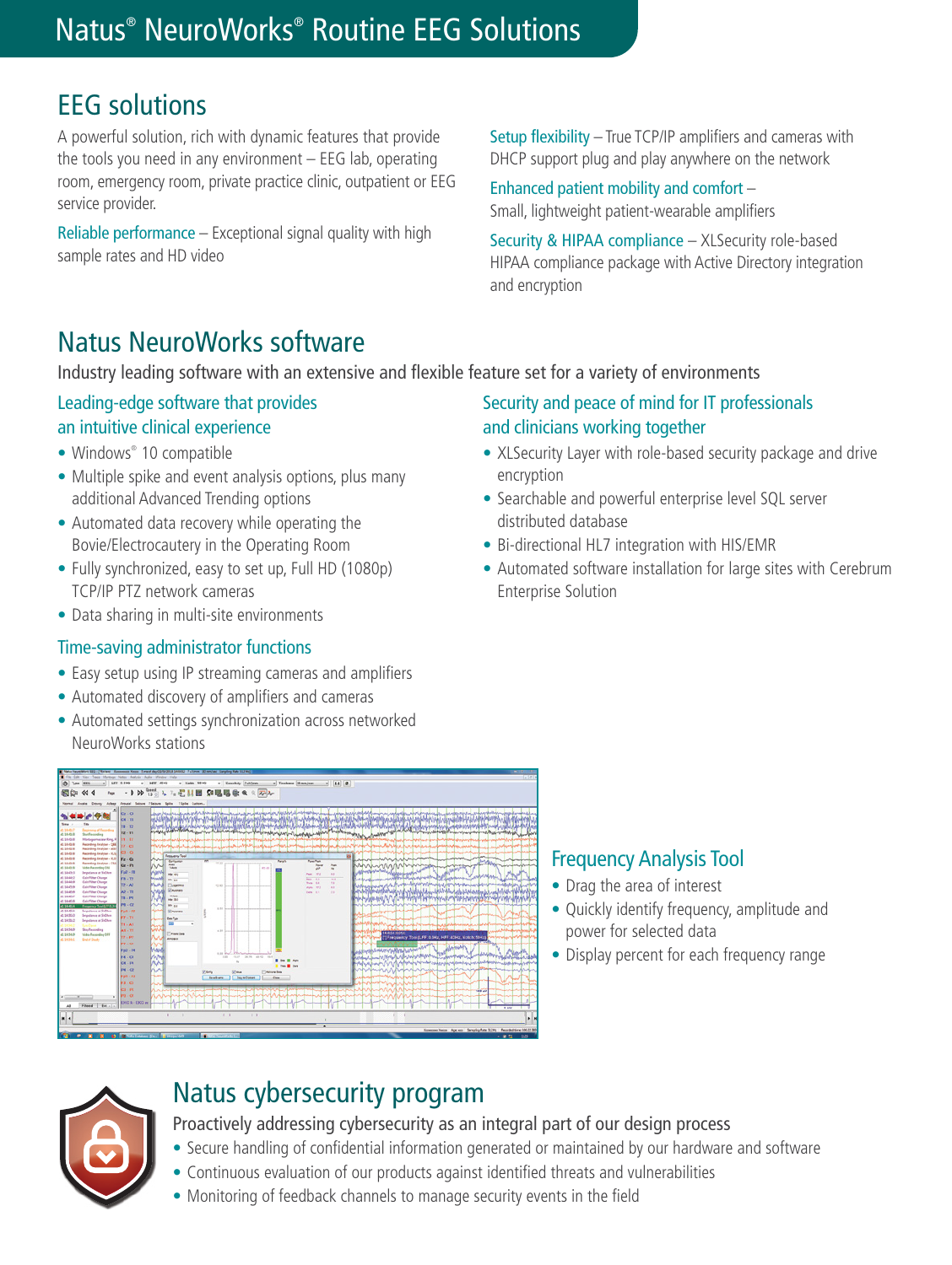# Natus® NeuroWorks® Routine EEG Solutions

## EEG solutions

A powerful solution, rich with dynamic features that provide the tools you need in any environment – EEG lab, operating room, emergency room, private practice clinic, outpatient or EEG service provider.

**Reliable performance** – Exceptional signal quality with high sample rates and HD video

**Setup flexibility** – True TCP/IP amplifiers and cameras with DHCP support plug and play anywhere on the network

**Enhanced patient mobility and comfort** – Small, lightweight patient-wearable amplifiers

**Security & HIPAA compliance** – XLSecurity role-based HIPAA compliance package with Active Directory integration and encryption

## Natus NeuroWorks software

Industry leading software with an extensive and flexible feature set for a variety of environments

### Leading-edge software that provides an intuitive clinical experience

- Windows® 10 compatible
- Multiple spike and event analysis options, plus many additional Advanced Trending options
- Automated data recovery while operating the Bovie/Electrocautery in the Operating Room
- Fully synchronized, easy to set up, Full HD (1080p) TCP/IP PTZ network cameras
- Data sharing in multi-site environments

### Time-saving administrator functions

- Easy setup using IP streaming cameras and amplifiers
- Automated discovery of amplifiers and cameras
- Automated settings synchronization across networked NeuroWorks stations

### Security and peace of mind for IT professionals and clinicians working together

- XLSecurity Layer with role-based security package and drive encryption
- Searchable and powerful enterprise level SQL server distributed database
- Bi-directional HL7 integration with HIS/EMR
- Automated software installation for large sites with Cerebrum Enterprise Solution

### Frequency Analysis Tool

- Drag the area of interest
- Quickly identify frequency, amplitude and power for selected data
- Display percent for each frequency range

## Natus cybersecurity program

Proactively addressing cybersecurity as an integral part of our design process

- Secure handling of confidential information generated or maintained by our hardware and software
- Continuous evaluation of our products against identified threats and vulnerabilities
- Monitoring of feedback channels to manage security events in the field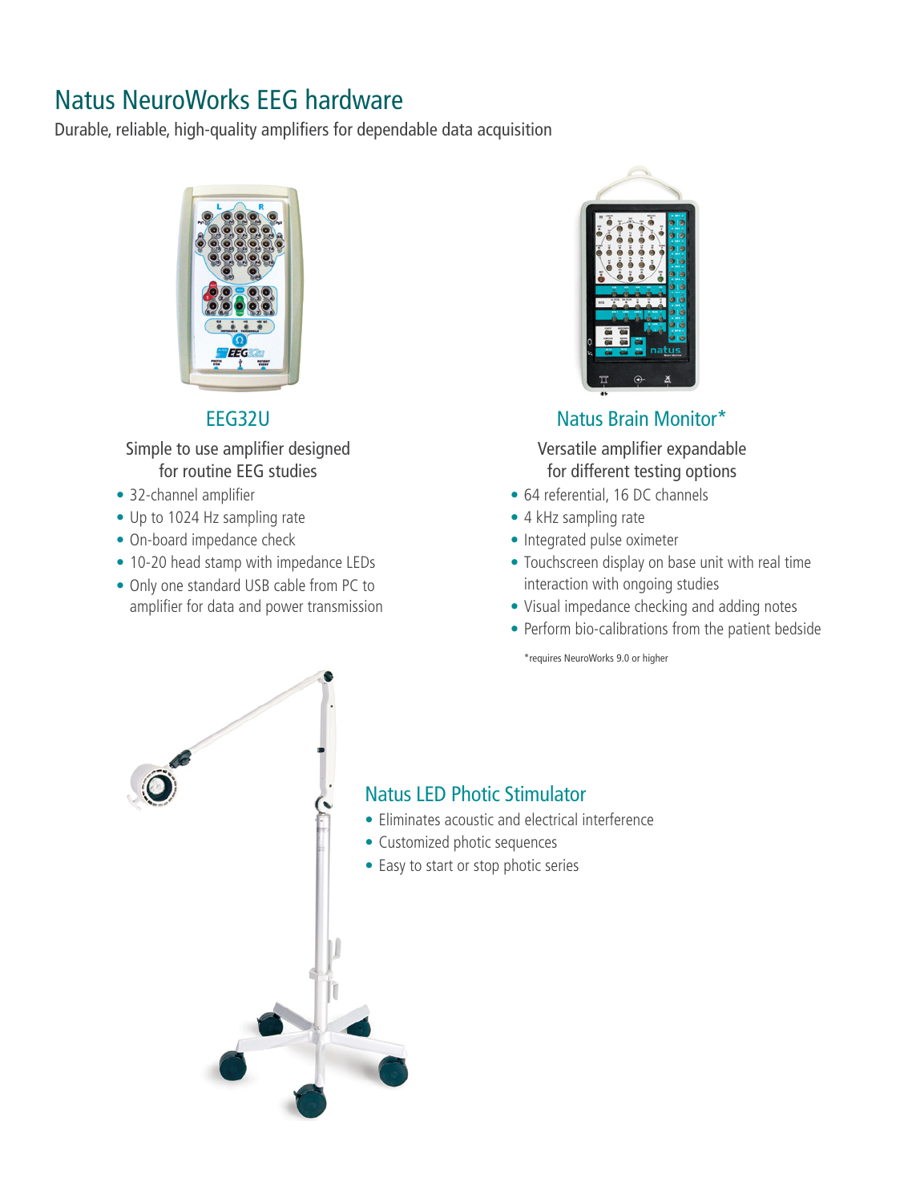# Natus NeuroWorks EEG hardware

Durable, reliable, high-quality amplifiers for dependable data acquisition

## EEG32U

Simple to use amplifier designed for routine EEG studies

- 32-channel amplifier
- Up to 1024 Hz sampling rate
- On-board impedance check
- 10-20 head stamp with impedance LEDs
- Only one standard USB cable from PC to amplifier for data and power transmission

## Natus Brain Monitor*

Versatile amplifier expandable for different testing options

- 64 referential, 16 DC channels
- 4 kHz sampling rate
- Integrated pulse oximeter
- Touchscreen display on base unit with real time interaction with ongoing studies
- Visual impedance checking and adding notes
- Perform bio-calibrations from the patient bedside

*requires NeuroWorks 9.0 or higher

## Natus LED Photic Stimulator

- Eliminates acoustic and electrical interference
- Customized photic sequences
- Easy to start or stop photic series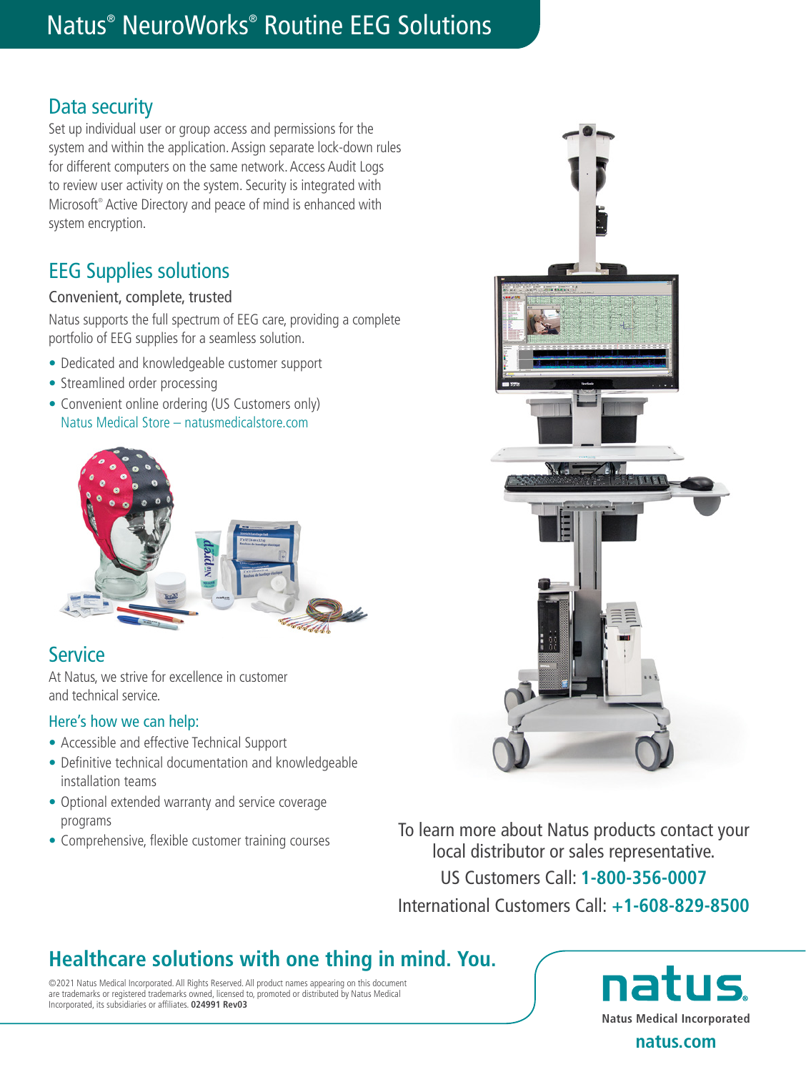# Natus® NeuroWorks® Routine EEG Solutions

## Data security

Set up individual user or group access and permissions for the system and within the application. Assign separate lock-down rules for different computers on the same network. Access Audit Logs to review user activity on the system. Security is integrated with Microsoft® Active Directory and peace of mind is enhanced with system encryption.

## EEG Supplies solutions

### Convenient, complete, trusted

Natus supports the full spectrum of EEG care, providing a complete portfolio of EEG supplies for a seamless solution.

- Dedicated and knowledgeable customer support
- Streamlined order processing
- Convenient online ordering (US Customers only)
  Natus Medical Store – natusmedicalstore.com

## Service

At Natus, we strive for excellence in customer and technical service.

### Here's how we can help:

- Accessible and effective Technical Support
- Definitive technical documentation and knowledgeable installation teams
- Optional extended warranty and service coverage programs
- Comprehensive, flexible customer training courses

To learn more about Natus products contact your local distributor or sales representative.

US Customers Call: **1-800-356-0007**

International Customers Call: **+1-608-829-8500**

## Healthcare solutions with one thing in mind. You.

©2021 Natus Medical Incorporated. All Rights Reserved. All product names appearing on this document are trademarks or registered trademarks owned, licensed to, promoted or distributed by Natus Medical Incorporated, its subsidiaries or affiliates. **024991 Rev03**

natus.

Natus Medical Incorporated

**natus.com**